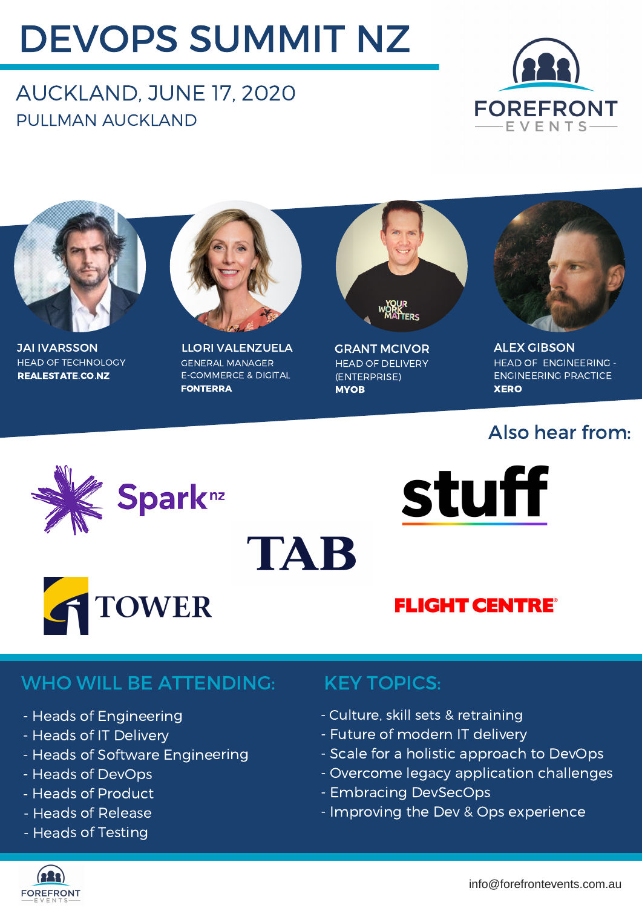# DEVOPS SUMMIT NZ

## AUCKLAND, JUNE 17, 2020

PULLMAN AUCKLAND

FOREFRONT EVENTS

**JAI IVARSSON**
HEAD OF TECHNOLOGY
**REALESTATE.CO.NZ**

**LLORI VALENZUELA**
GENERAL MANAGER
E-COMMERCE & DIGITAL
**FONTERRA**

**GRANT MCIVOR**
HEAD OF DELIVERY
(ENTERPRISE)
**MYOB**

**ALEX GIBSON**
HEAD OF ENGINEERING - ENGINEERING PRACTICE
**XERO**

### Also hear from:

Spark nz

stuff

TAB

TOWER

FLIGHT CENTRE

## WHO WILL BE ATTENDING:

- Heads of Engineering
- Heads of IT Delivery
- Heads of Software Engineering
- Heads of DevOps
- Heads of Product
- Heads of Release
- Heads of Testing

## KEY TOPICS:

- Culture, skill sets & retraining
- Future of modern IT delivery
- Scale for a holistic approach to DevOps
- Overcome legacy application challenges
- Embracing DevSecOps
- Improving the Dev & Ops experience

FOREFRONT EVENTS

info@forefrontevents.com.au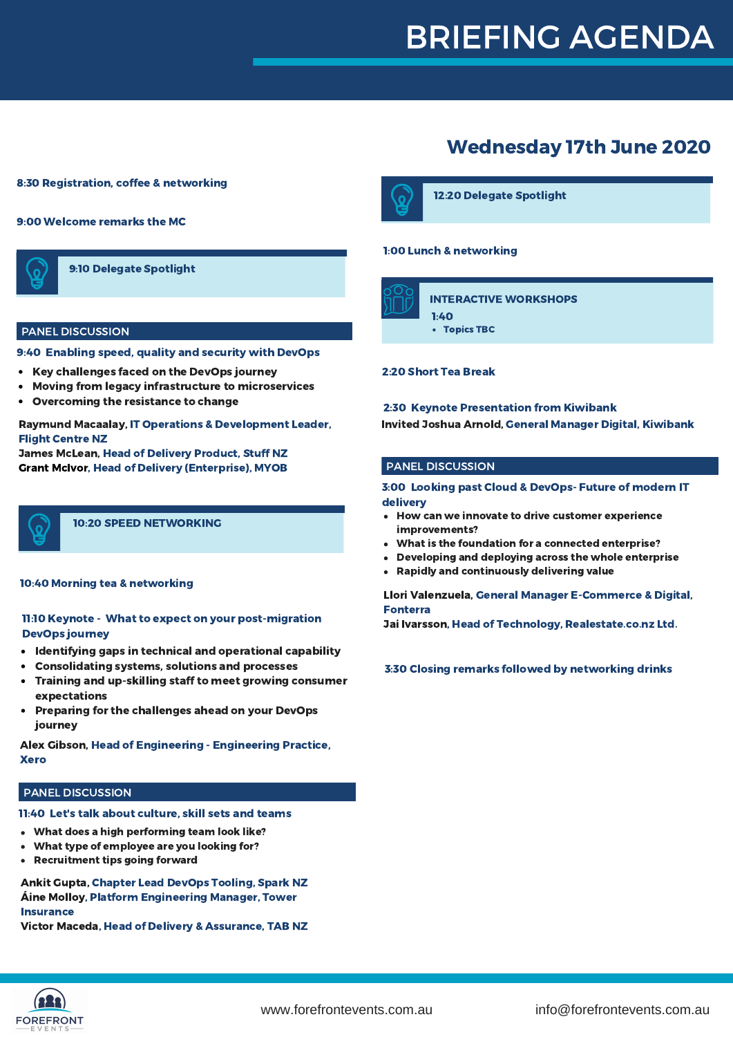# BRIEFING AGENDA

## Wednesday 17th June 2020

**8:30 Registration, coffee & networking**

**9:00 Welcome remarks the MC**

**9:10 Delegate Spotlight**

### PANEL DISCUSSION

**9:40 Enabling speed, quality and security with DevOps**

- Key challenges faced on the DevOps journey
- Moving from legacy infrastructure to microservices
- Overcoming the resistance to change

Raymund Macaalay, IT Operations & Development Leader, Flight Centre NZ
James McLean, Head of Delivery Product, Stuff NZ
Grant McIvor, Head of Delivery (Enterprise), MYOB

**10:20 SPEED NETWORKING**

**10:40 Morning tea & networking**

**11:10 Keynote - What to expect on your post-migration DevOps journey**

- Identifying gaps in technical and operational capability
- Consolidating systems, solutions and processes
- Training and up-skilling staff to meet growing consumer expectations
- Preparing for the challenges ahead on your DevOps journey

Alex Gibson, Head of Engineering - Engineering Practice, Xero

### PANEL DISCUSSION

**11:40 Let's talk about culture, skill sets and teams**

- What does a high performing team look like?
- What type of employee are you looking for?
- Recruitment tips going forward

Ankit Gupta, Chapter Lead DevOps Tooling, Spark NZ
Áine Molloy, Platform Engineering Manager, Tower Insurance
Victor Maceda, Head of Delivery & Assurance, TAB NZ

**12:20 Delegate Spotlight**

**1:00 Lunch & networking**

**INTERACTIVE WORKSHOPS**
**1:40**
- Topics TBC

**2:20 Short Tea Break**

**2:30 Keynote Presentation from Kiwibank**
Invited Joshua Arnold, General Manager Digital, Kiwibank

### PANEL DISCUSSION

**3:00 Looking past Cloud & DevOps- Future of modern IT delivery**

- How can we innovate to drive customer experience improvements?
- What is the foundation for a connected enterprise?
- Developing and deploying across the whole enterprise
- Rapidly and continuously delivering value

Llori Valenzuela, General Manager E-Commerce & Digital, Fonterra
Jai Ivarsson, Head of Technology, Realestate.co.nz Ltd.

**3:30 Closing remarks followed by networking drinks**

FOREFRONT EVENTS

www.forefrontevents.com.au    info@forefrontevents.com.au